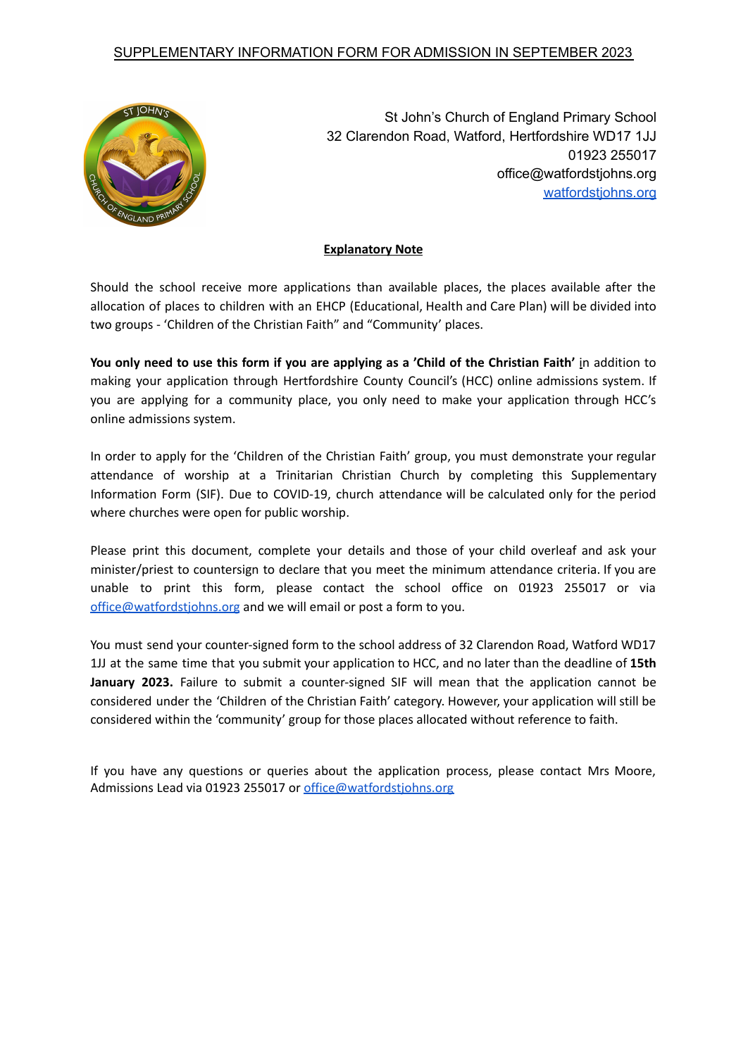# SUPPLEMENTARY INFORMATION FORM FOR ADMISSION IN SEPTEMBER 2023

St John's Church of England Primary School
32 Clarendon Road, Watford, Hertfordshire WD17 1JJ
01923 255017
office@watfordstjohns.org
[watfordstjohns.org](watfordstjohns.org)

## Explanatory Note

Should the school receive more applications than available places, the places available after the allocation of places to children with an EHCP (Educational, Health and Care Plan) will be divided into two groups - 'Children of the Christian Faith" and "Community' places.

**You only need to use this form if you are applying as a 'Child of the Christian Faith'** in addition to making your application through Hertfordshire County Council's (HCC) online admissions system. If you are applying for a community place, you only need to make your application through HCC's online admissions system.

In order to apply for the 'Children of the Christian Faith' group, you must demonstrate your regular attendance of worship at a Trinitarian Christian Church by completing this Supplementary Information Form (SIF). Due to COVID-19, church attendance will be calculated only for the period where churches were open for public worship.

Please print this document, complete your details and those of your child overleaf and ask your minister/priest to countersign to declare that you meet the minimum attendance criteria. If you are unable to print this form, please contact the school office on 01923 255017 or via office@watfordstjohns.org and we will email or post a form to you.

You must send your counter-signed form to the school address of 32 Clarendon Road, Watford WD17 1JJ at the same time that you submit your application to HCC, and no later than the deadline of **15th January 2023.** Failure to submit a counter-signed SIF will mean that the application cannot be considered under the 'Children of the Christian Faith' category. However, your application will still be considered within the 'community' group for those places allocated without reference to faith.

If you have any questions or queries about the application process, please contact Mrs Moore, Admissions Lead via 01923 255017 or office@watfordstjohns.org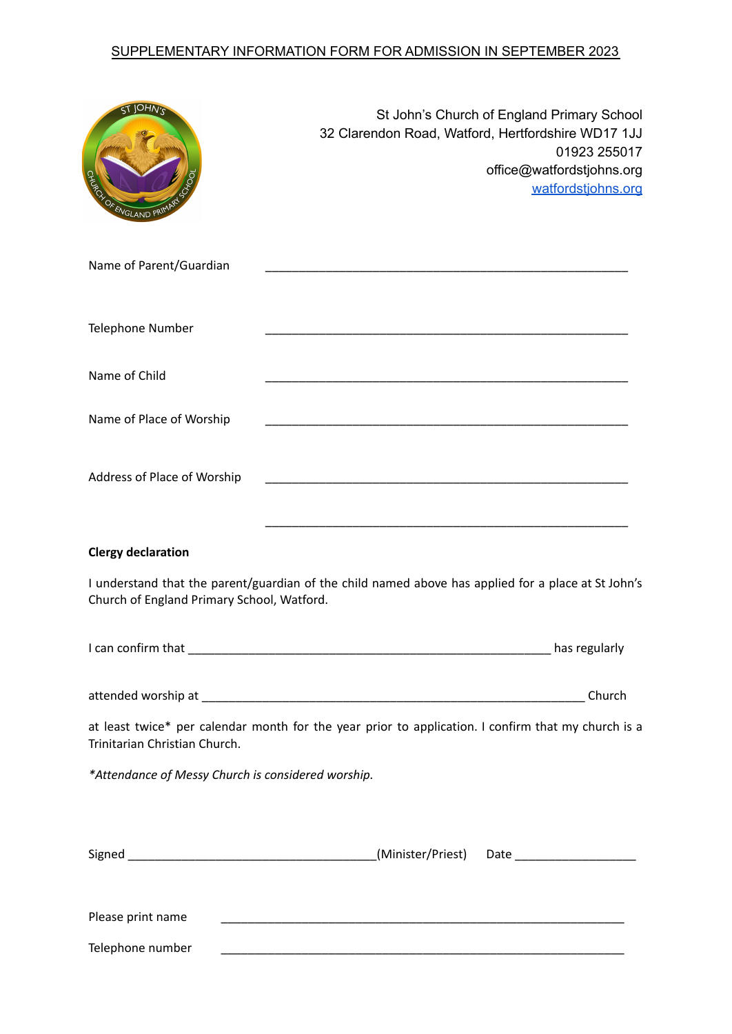SUPPLEMENTARY INFORMATION FORM FOR ADMISSION IN SEPTEMBER 2023

St John's Church of England Primary School
32 Clarendon Road, Watford, Hertfordshire WD17 1JJ
01923 255017
office@watfordstjohns.org
watfordstjohns.org

Name of Parent/Guardian ________________________________________________

Telephone Number ________________________________________________

Name of Child ________________________________________________

Name of Place of Worship ________________________________________________

Address of Place of Worship ________________________________________________

________________________________________________

**Clergy declaration**

I understand that the parent/guardian of the child named above has applied for a place at St John's Church of England Primary School, Watford.

I can confirm that ________________________________________________ has regularly

attended worship at ________________________________________________ Church

at least twice* per calendar month for the year prior to application. I confirm that my church is a Trinitarian Christian Church.

*\*Attendance of Messy Church is considered worship.*

Signed ________________________________(Minister/Priest) Date ________________

Please print name ________________________________________________

Telephone number ________________________________________________